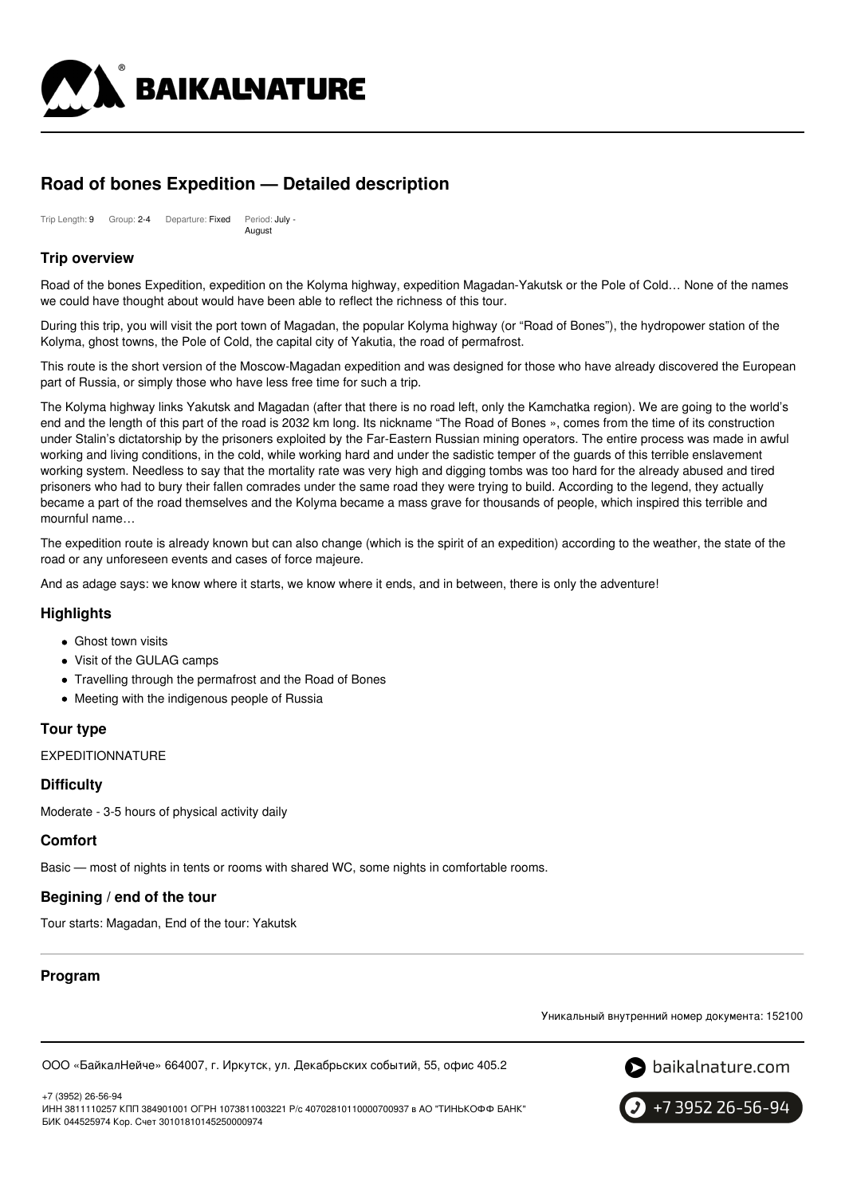# Road of bones Expedition — Detailed description

Trip Length: 9 Group: 2-4 Departure: Fixed Period: July - August

## Trip overview

Road of the bones Expedition, expedition on the Kolyma highway, expedition Magadan-Yakutsk or the Pole of Cold… None of the names we could have thought about would have been able to reflect the richness of this tour.

During this trip, you will visit the port town of Magadan, the popular Kolyma highway (or "Road of Bones"), the hydropower station of the Kolyma, ghost towns, the Pole of Cold, the capital city of Yakutia, the road of permafrost.

This route is the short version of the Moscow-Magadan expedition and was designed for those who have already discovered the European part of Russia, or simply those who have less free time for such a trip.

The Kolyma highway links Yakutsk and Magadan (after that there is no road left, only the Kamchatka region). We are going to the world's end and the length of this part of the road is 2032 km long. Its nickname "The Road of Bones », comes from the time of its construction under Stalin's dictatorship by the prisoners exploited by the Far-Eastern Russian mining operators. The entire process was made in awful working and living conditions, in the cold, while working hard and under the sadistic temper of the guards of this terrible enslavement working system. Needless to say that the mortality rate was very high and digging tombs was too hard for the already abused and tired prisoners who had to bury their fallen comrades under the same road they were trying to build. According to the legend, they actually became a part of the road themselves and the Kolyma became a mass grave for thousands of people, which inspired this terrible and mournful name…

The expedition route is already known but can also change (which is the spirit of an expedition) according to the weather, the state of the road or any unforeseen events and cases of force majeure.

And as adage says: we know where it starts, we know where it ends, and in between, there is only the adventure!

## Highlights

- Ghost town visits
- Visit of the GULAG camps
- Travelling through the permafrost and the Road of Bones
- Meeting with the indigenous people of Russia

## Tour type

EXPEDITIONNATURE

## Difficulty

Moderate - 3-5 hours of physical activity daily

## Comfort

Basic — most of nights in tents or rooms with shared WC, some nights in comfortable rooms.

## Begining / end of the tour

Tour starts: Magadan, End of the tour: Yakutsk

## Program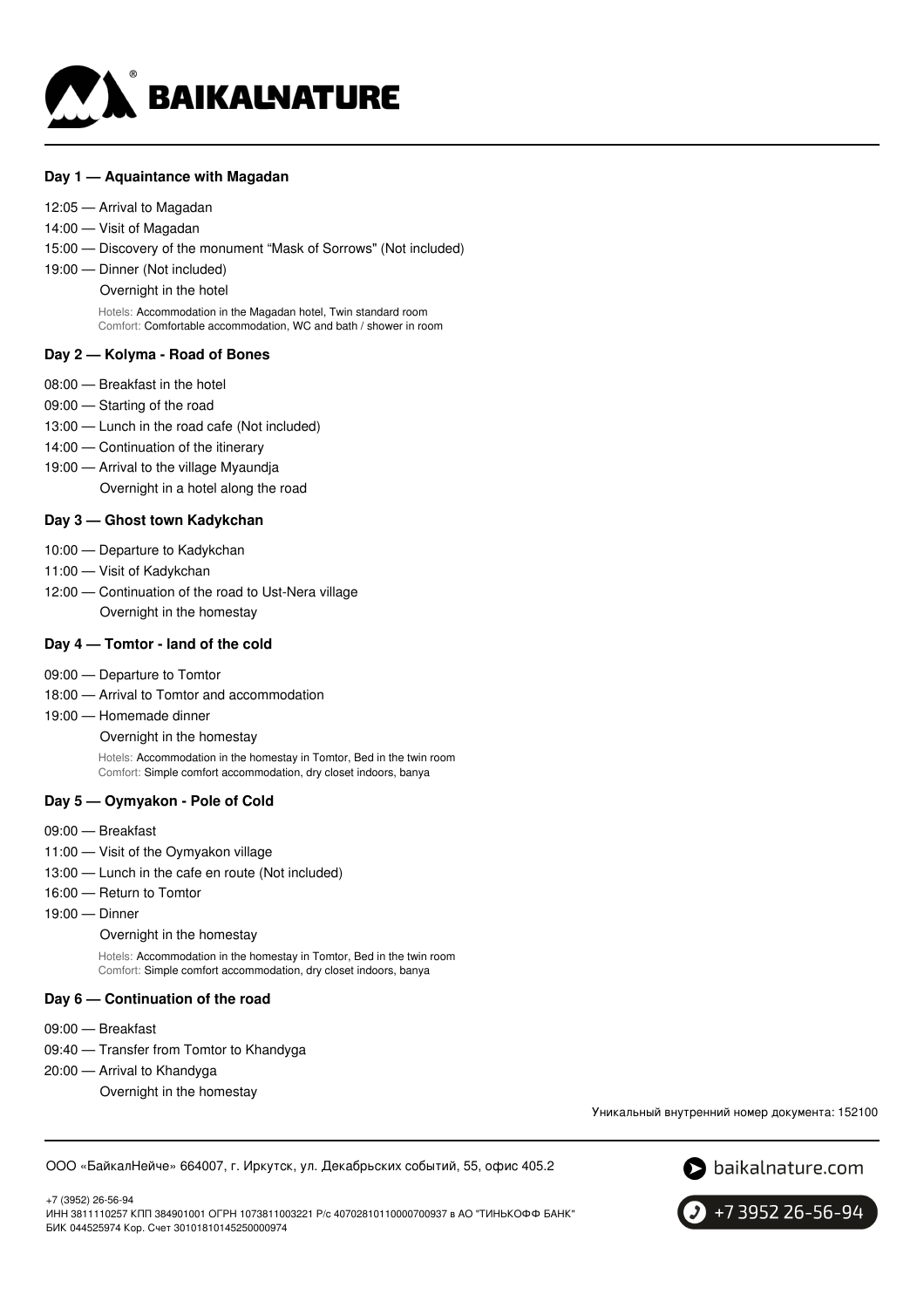### Day 1 — Aquaintance with Magadan

12:05 — Arrival to Magadan
14:00 — Visit of Magadan
15:00 — Discovery of the monument "Mask of Sorrows" (Not included)
19:00 — Dinner (Not included)
Overnight in the hotel

Hotels: Accommodation in the Magadan hotel, Twin standard room
Comfort: Comfortable accommodation, WC and bath / shower in room

### Day 2 — Kolyma - Road of Bones

08:00 — Breakfast in the hotel
09:00 — Starting of the road
13:00 — Lunch in the road cafe (Not included)
14:00 — Continuation of the itinerary
19:00 — Arrival to the village Myaundja
Overnight in a hotel along the road

### Day 3 — Ghost town Kadykchan

10:00 — Departure to Kadykchan
11:00 — Visit of Kadykchan
12:00 — Continuation of the road to Ust-Nera village
Overnight in the homestay

### Day 4 — Tomtor - land of the cold

09:00 — Departure to Tomtor
18:00 — Arrival to Tomtor and accommodation
19:00 — Homemade dinner
Overnight in the homestay

Hotels: Accommodation in the homestay in Tomtor, Bed in the twin room
Comfort: Simple comfort accommodation, dry closet indoors, banya

### Day 5 — Oymyakon - Pole of Cold

09:00 — Breakfast
11:00 — Visit of the Oymyakon village
13:00 — Lunch in the cafe en route (Not included)
16:00 — Return to Tomtor
19:00 — Dinner
Overnight in the homestay

Hotels: Accommodation in the homestay in Tomtor, Bed in the twin room
Comfort: Simple comfort accommodation, dry closet indoors, banya

### Day 6 — Continuation of the road

09:00 — Breakfast
09:40 — Transfer from Tomtor to Khandyga
20:00 — Arrival to Khandyga
Overnight in the homestay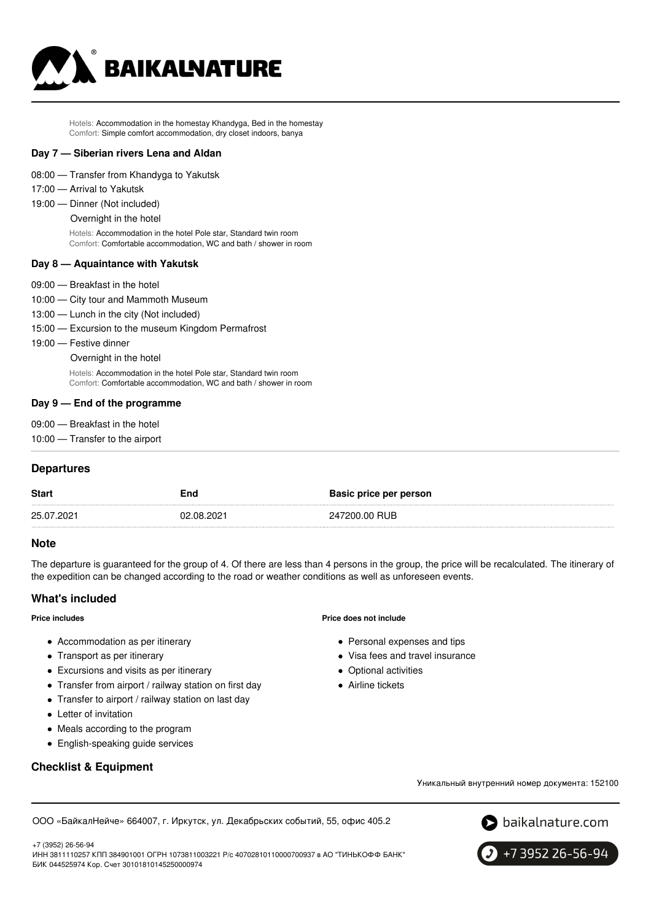Hotels: Accommodation in the homestay Khandyga, Bed in the homestay
Comfort: Simple comfort accommodation, dry closet indoors, banya

### Day 7 — Siberian rivers Lena and Aldan

08:00 — Transfer from Khandyga to Yakutsk
17:00 — Arrival to Yakutsk
19:00 — Dinner (Not included)
Overnight in the hotel

Hotels: Accommodation in the hotel Pole star, Standard twin room
Comfort: Comfortable accommodation, WC and bath / shower in room

### Day 8 — Aquaintance with Yakutsk

09:00 — Breakfast in the hotel
10:00 — City tour and Mammoth Museum
13:00 — Lunch in the city (Not included)
15:00 — Excursion to the museum Kingdom Permafrost
19:00 — Festive dinner
Overnight in the hotel

Hotels: Accommodation in the hotel Pole star, Standard twin room
Comfort: Comfortable accommodation, WC and bath / shower in room

### Day 9 — End of the programme

09:00 — Breakfast in the hotel
10:00 — Transfer to the airport

## Departures

| Start | End | Basic price per person |
|---|---|---|
| 25.07.2021 | 02.08.2021 | 247200.00 RUB |

## Note

The departure is guaranteed for the group of 4. Of there are less than 4 persons in the group, the price will be recalculated. The itinerary of the expedition can be changed according to the road or weather conditions as well as unforeseen events.

## What's included

**Price includes**

- Accommodation as per itinerary
- Transport as per itinerary
- Excursions and visits as per itinerary
- Transfer from airport / railway station on first day
- Transfer to airport / railway station on last day
- Letter of invitation
- Meals according to the program
- English-speaking guide services

**Price does not include**

- Personal expenses and tips
- Visa fees and travel insurance
- Optional activities
- Airline tickets

## Checklist & Equipment

Уникальный внутренний номер документа: 152100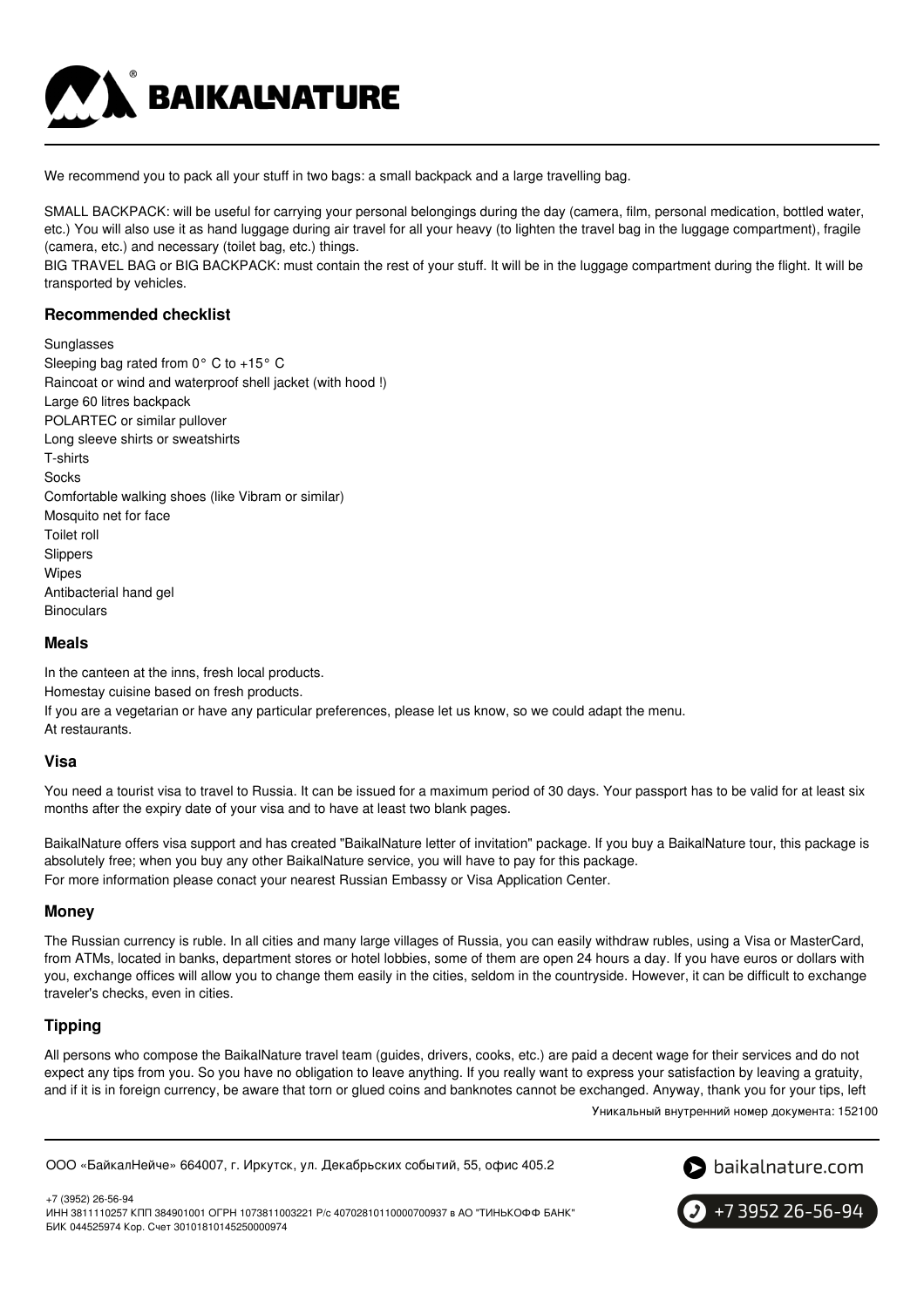We recommend you to pack all your stuff in two bags: a small backpack and a large travelling bag.

SMALL BACKPACK: will be useful for carrying your personal belongings during the day (camera, film, personal medication, bottled water, etc.) You will also use it as hand luggage during air travel for all your heavy (to lighten the travel bag in the luggage compartment), fragile (camera, etc.) and necessary (toilet bag, etc.) things.

BIG TRAVEL BAG or BIG BACKPACK: must contain the rest of your stuff. It will be in the luggage compartment during the flight. It will be transported by vehicles.

### Recommended checklist

Sunglasses
Sleeping bag rated from 0° C to +15° C
Raincoat or wind and waterproof shell jacket (with hood !)
Large 60 litres backpack
POLARTEC or similar pullover
Long sleeve shirts or sweatshirts
T-shirts
Socks
Comfortable walking shoes (like Vibram or similar)
Mosquito net for face
Toilet roll
Slippers
Wipes
Antibacterial hand gel
Binoculars

### Meals

In the canteen at the inns, fresh local products.
Homestay cuisine based on fresh products.
If you are a vegetarian or have any particular preferences, please let us know, so we could adapt the menu.
At restaurants.

### Visa

You need a tourist visa to travel to Russia. It can be issued for a maximum period of 30 days. Your passport has to be valid for at least six months after the expiry date of your visa and to have at least two blank pages.

BaikalNature offers visa support and has created "BaikalNature letter of invitation" package. If you buy a BaikalNature tour, this package is absolutely free; when you buy any other BaikalNature service, you will have to pay for this package.
For more information please conact your nearest Russian Embassy or Visa Application Center.

### Money

The Russian currency is ruble. In all cities and many large villages of Russia, you can easily withdraw rubles, using a Visa or MasterCard, from ATMs, located in banks, department stores or hotel lobbies, some of them are open 24 hours a day. If you have euros or dollars with you, exchange offices will allow you to change them easily in the cities, seldom in the countryside. However, it can be difficult to exchange traveler's checks, even in cities.

### Tipping

All persons who compose the BaikalNature travel team (guides, drivers, cooks, etc.) are paid a decent wage for their services and do not expect any tips from you. So you have no obligation to leave anything. If you really want to express your satisfaction by leaving a gratuity, and if it is in foreign currency, be aware that torn or glued coins and banknotes cannot be exchanged. Anyway, thank you for your tips, left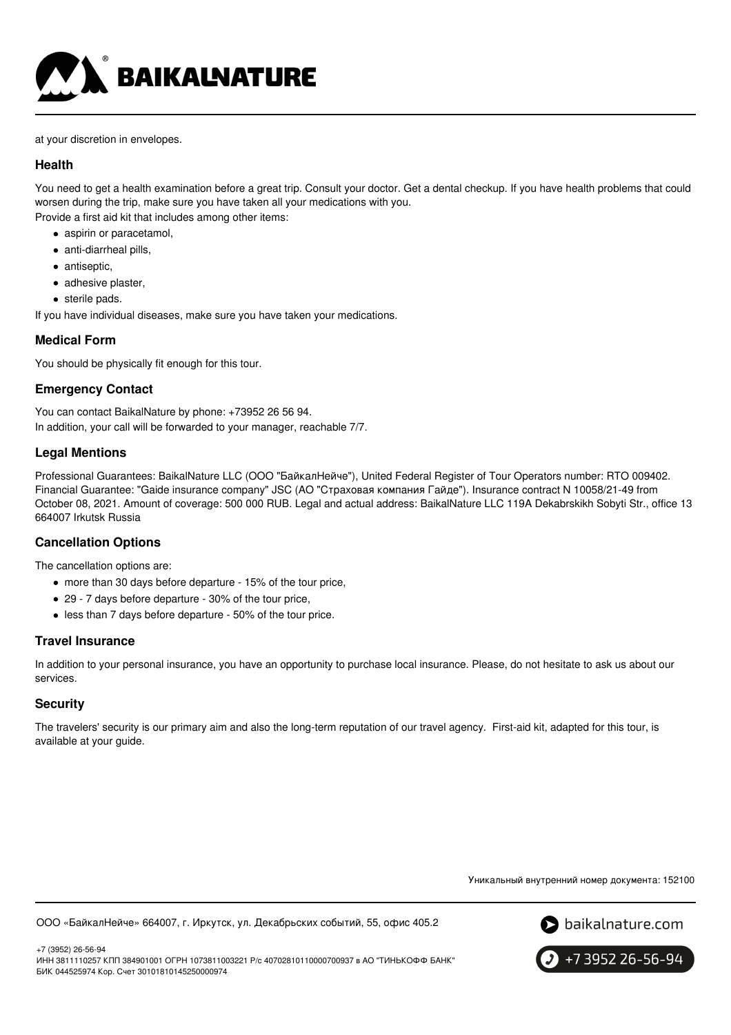at your discretion in envelopes.

### Health

You need to get a health examination before a great trip. Consult your doctor. Get a dental checkup. If you have health problems that could worsen during the trip, make sure you have taken all your medications with you.
Provide a first aid kit that includes among other items:

- aspirin or paracetamol,
- anti-diarrheal pills,
- antiseptic,
- adhesive plaster,
- sterile pads.

If you have individual diseases, make sure you have taken your medications.

### Medical Form

You should be physically fit enough for this tour.

### Emergency Contact

You can contact BaikalNature by phone: +73952 26 56 94.
In addition, your call will be forwarded to your manager, reachable 7/7.

### Legal Mentions

Professional Guarantees: BaikalNature LLC (ООО "БайкалНейче"), United Federal Register of Tour Operators number: RTO 009402. Financial Guarantee: "Gaide insurance company" JSC (АО "Страховая компания Гайде"). Insurance contract N 10058/21-49 from October 08, 2021. Amount of coverage: 500 000 RUB. Legal and actual address: BaikalNature LLC 119A Dekabrskikh Sobyti Str., office 13 664007 Irkutsk Russia

### Cancellation Options

The cancellation options are:

- more than 30 days before departure - 15% of the tour price,
- 29 - 7 days before departure - 30% of the tour price,
- less than 7 days before departure - 50% of the tour price.

### Travel Insurance

In addition to your personal insurance, you have an opportunity to purchase local insurance. Please, do not hesitate to ask us about our services.

### Security

The travelers' security is our primary aim and also the long-term reputation of our travel agency. First-aid kit, adapted for this tour, is available at your guide.

Уникальный внутренний номер документа: 152100